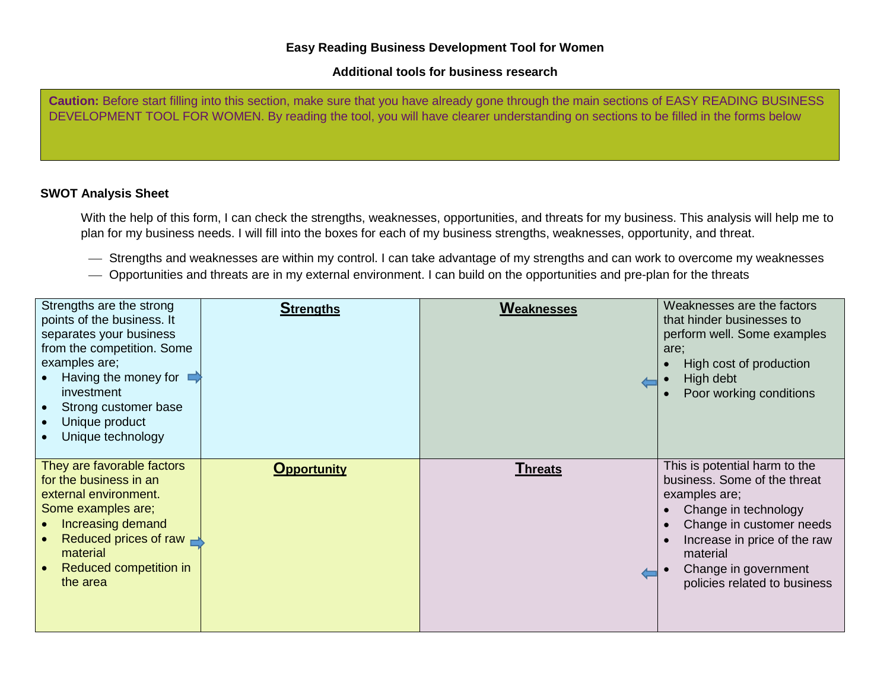**Easy Reading Business Development Tool for Women**

**Additional tools for business research**

**Caution:** Before start filling into this section, make sure that you have already gone through the main sections of EASY READING BUSINESS DEVELOPMENT TOOL FOR WOMEN. By reading the tool, you will have clearer understanding on sections to be filled in the forms below

**SWOT Analysis Sheet**

With the help of this form, I can check the strengths, weaknesses, opportunities, and threats for my business. This analysis will help me to plan for my business needs. I will fill into the boxes for each of my business strengths, weaknesses, opportunity, and threat.

- Strengths and weaknesses are within my control. I can take advantage of my strengths and can work to overcome my weaknesses
- Opportunities and threats are in my external environment. I can build on the opportunities and pre-plan for the threats

| Strengths are the strong points of the business. It separates your business from the competition. Some examples are;<br>• Having the money for investment<br>• Strong customer base<br>• Unique product<br>• Unique technology | **Strengths** | **Weaknesses** | Weaknesses are the factors that hinder businesses to perform well. Some examples are;<br>• High cost of production<br>• High debt<br>• Poor working conditions |
|---|---|---|---|
| They are favorable factors for the business in an external environment. Some examples are;<br>• Increasing demand<br>• Reduced prices of raw material<br>• Reduced competition in the area | **Opportunity** | **Threats** | This is potential harm to the business. Some of the threat examples are;<br>• Change in technology<br>• Change in customer needs<br>• Increase in price of the raw material<br>• Change in government policies related to business |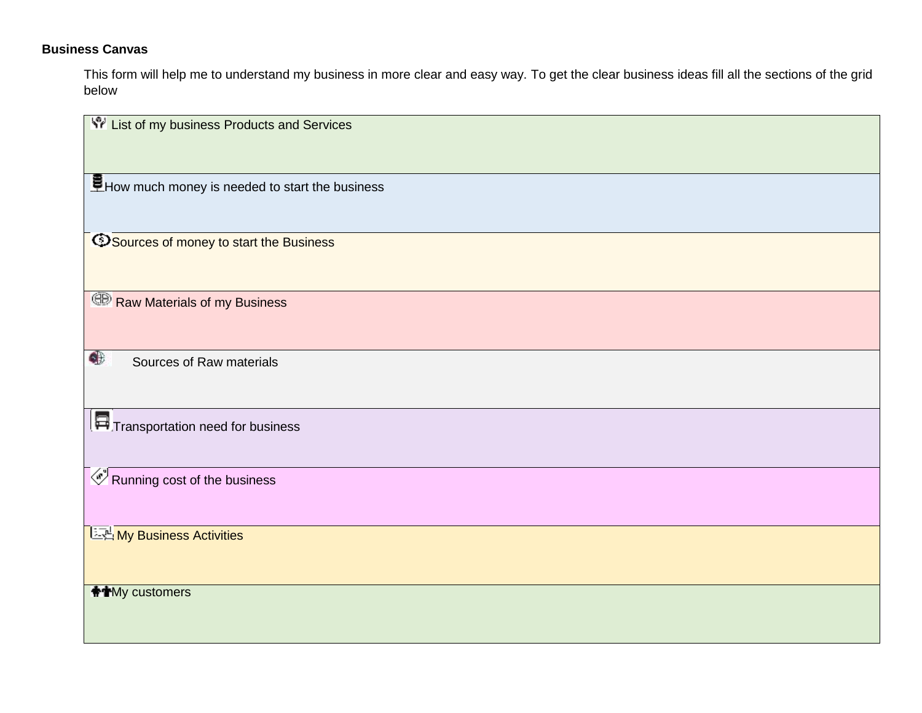**Business Canvas**

This form will help me to understand my business in more clear and easy way. To get the clear business ideas fill all the sections of the grid below

| |
|---|
| List of my business Products and Services |
| How much money is needed to start the business |
| Sources of money to start the Business |
| Raw Materials of my Business |
| Sources of Raw materials |
| Transportation need for business |
| Running cost of the business |
| My Business Activities |
| My customers |